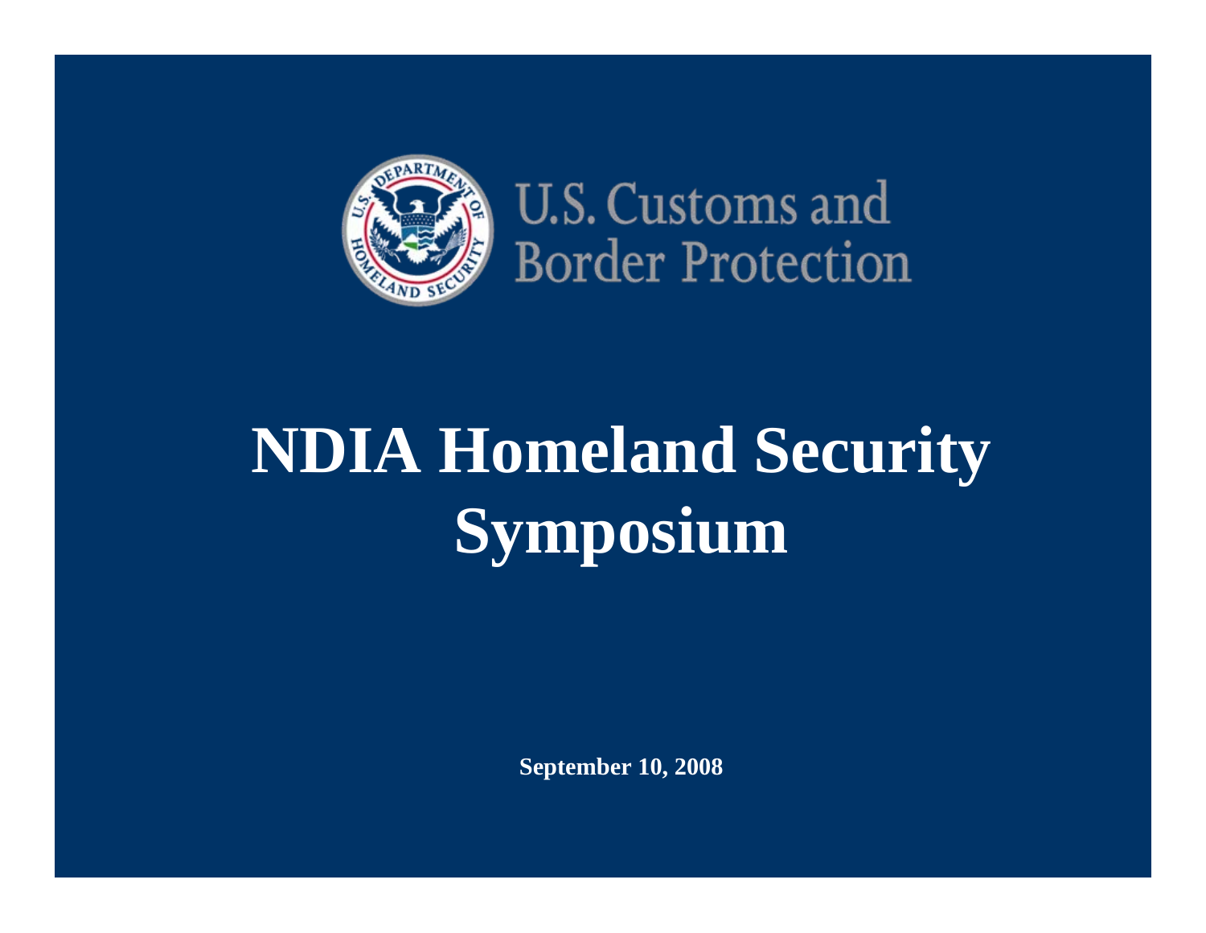U.S. Customs and Border Protection

# NDIA Homeland Security Symposium

**September 10, 2008**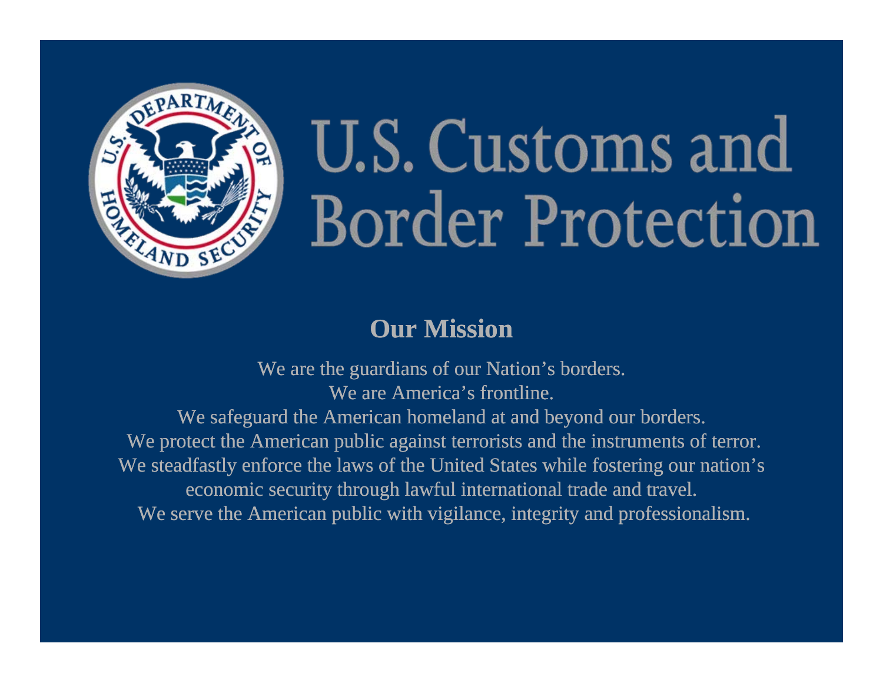# U.S. Customs and Border Protection

## Our Mission

We are the guardians of our Nation's borders.
We are America's frontline.
We safeguard the American homeland at and beyond our borders.
We protect the American public against terrorists and the instruments of terror.
We steadfastly enforce the laws of the United States while fostering our nation's economic security through lawful international trade and travel.
We serve the American public with vigilance, integrity and professionalism.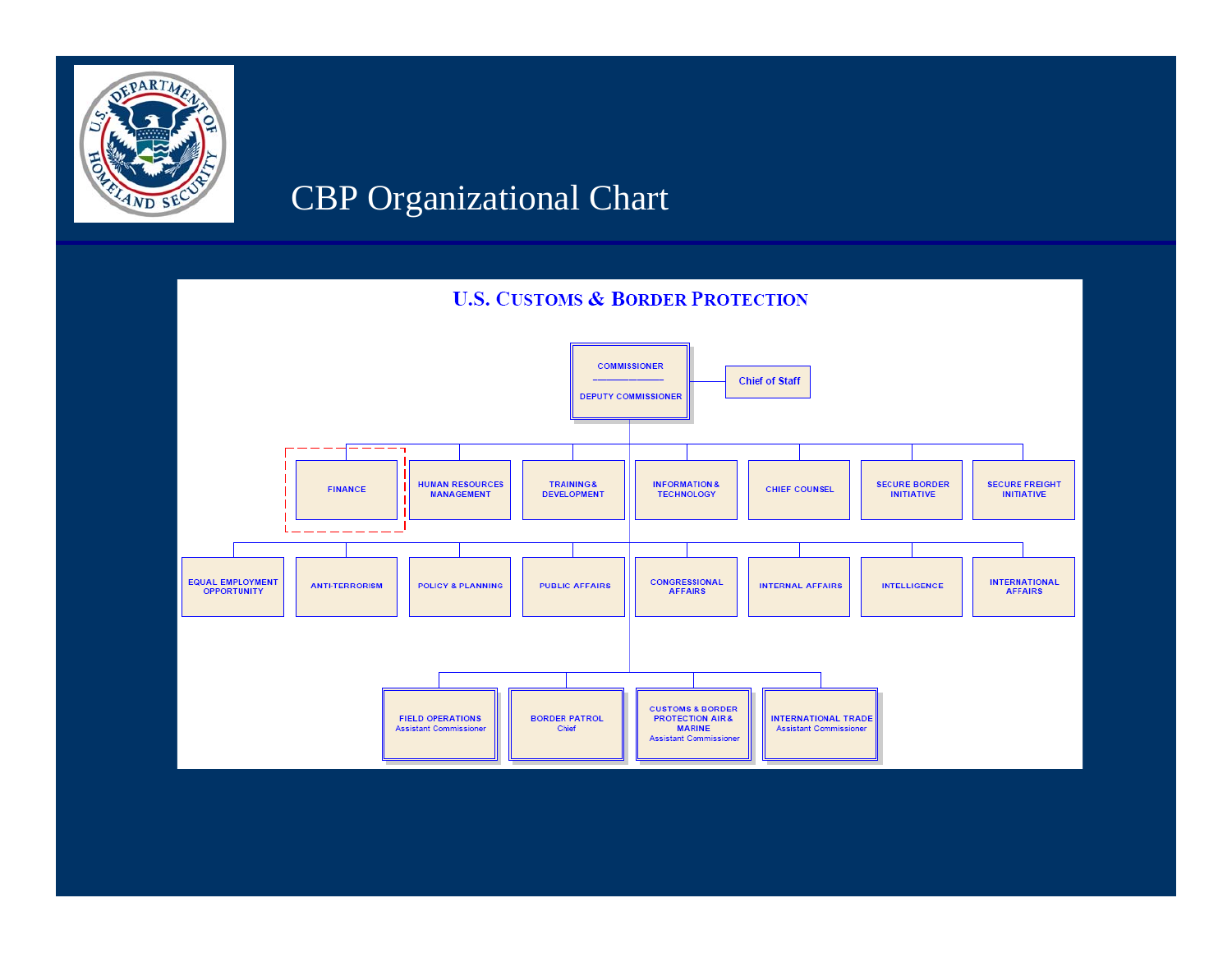# CBP Organizational Chart

## U.S. Customs & Border Protection

**COMMISSIONER**
**DEPUTY COMMISSIONER**

Chief of Staff

- FINANCE
- HUMAN RESOURCES MANAGEMENT
- TRAINING & DEVELOPMENT
- INFORMATION & TECHNOLOGY
- CHIEF COUNSEL
- SECURE BORDER INITIATIVE
- SECURE FREIGHT INITIATIVE

- EQUAL EMPLOYMENT OPPORTUNITY
- ANTI-TERRORISM
- POLICY & PLANNING
- PUBLIC AFFAIRS
- CONGRESSIONAL AFFAIRS
- INTERNAL AFFAIRS
- INTELLIGENCE
- INTERNATIONAL AFFAIRS

- FIELD OPERATIONS – Assistant Commissioner
- BORDER PATROL – Chief
- CUSTOMS & BORDER PROTECTION AIR & MARINE – Assistant Commissioner
- INTERNATIONAL TRADE – Assistant Commissioner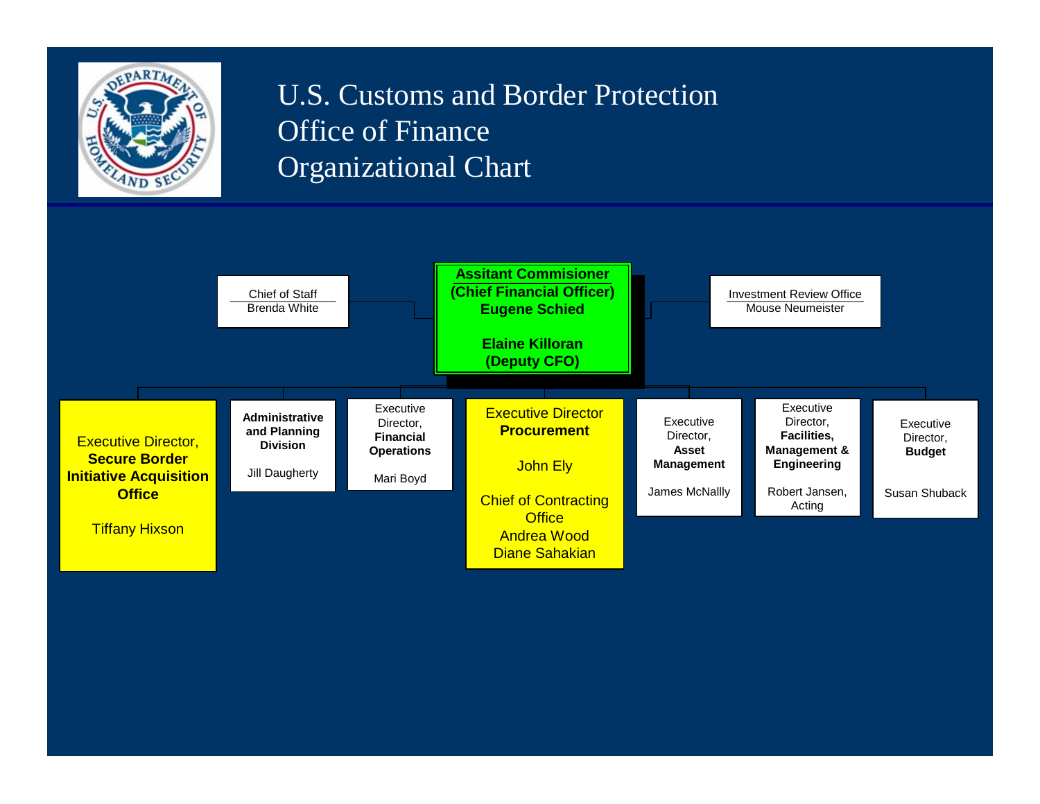# U.S. Customs and Border Protection Office of Finance Organizational Chart

**Assitant Commisioner (Chief Financial Officer)**
**Eugene Schied**

**Elaine Killoran (Deputy CFO)**

Chief of Staff
Brenda White

Investment Review Office
Mouse Neumeister

Executive Director, **Secure Border Initiative Acquisition Office**
Tiffany Hixson

**Administrative and Planning Division**
Jill Daugherty

Executive Director, **Financial Operations**
Mari Boyd

Executive Director **Procurement**
John Ely

Chief of Contracting Office
Andrea Wood
Diane Sahakian

Executive Director, **Asset Management**
James McNallly

Executive Director, **Facilities, Management & Engineering**
Robert Jansen, Acting

Executive Director, **Budget**
Susan Shuback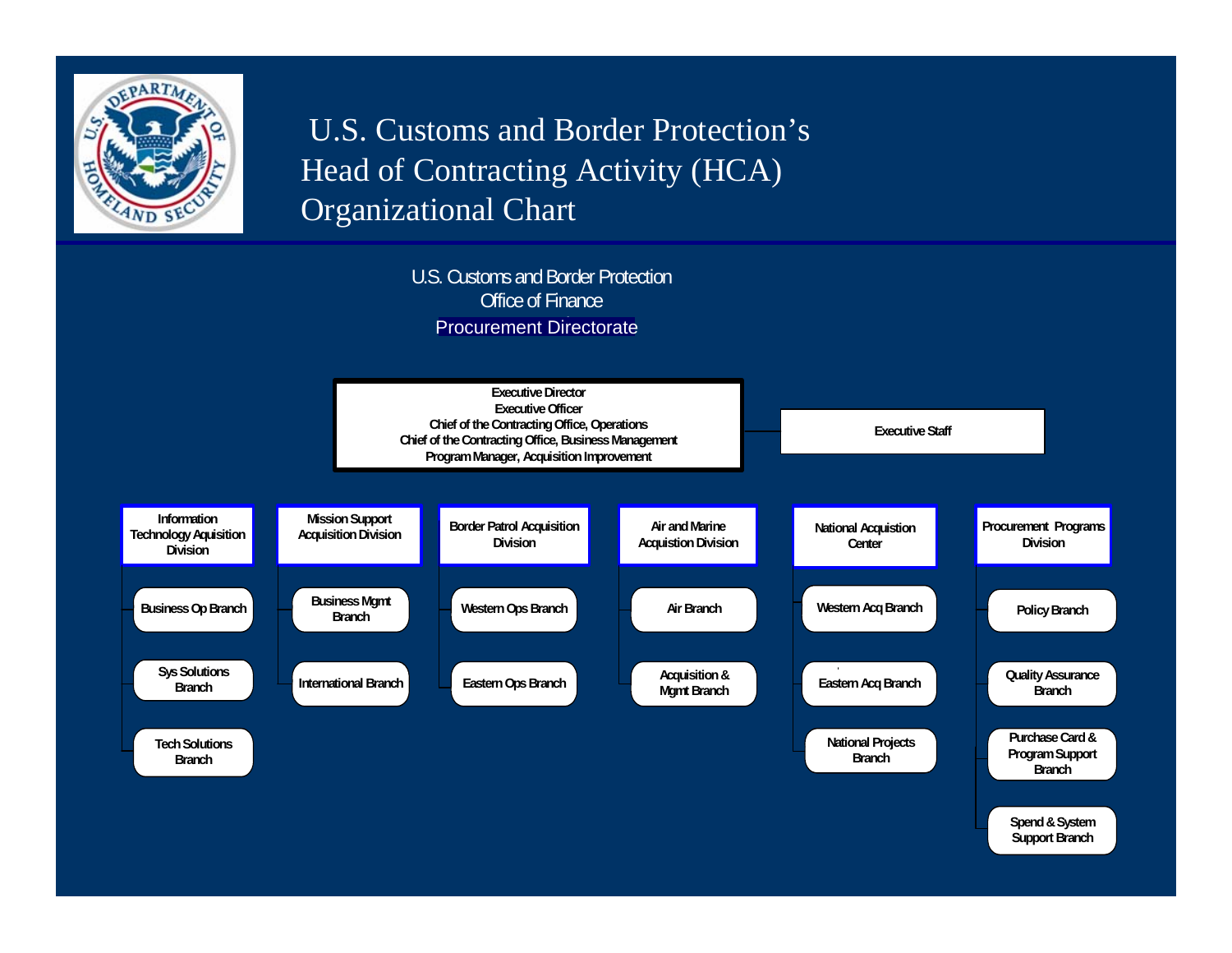# U.S. Customs and Border Protection's Head of Contracting Activity (HCA) Organizational Chart

U.S. Customs and Border Protection
Office of Finance
Procurement Directorate

**Executive Director**
**Executive Officer**
**Chief of the Contracting Office, Operations**
**Chief of the Contracting Office, Business Management**
**Program Manager, Acquisition Improvement**

- **Executive Staff**

- **Information Technology Aquisition Division**
  - Business Op Branch
  - Sys Solutions Branch
  - Tech Solutions Branch
- **Mission Support Acquisition Division**
  - Business Mgmt Branch
  - International Branch
- **Border Patrol Acquisition Division**
  - Western Ops Branch
  - Eastern Ops Branch
- **Air and Marine Acquistion Division**
  - Air Branch
  - Acquisition & Mgmt Branch
- **National Acquisition Center**
  - Western Acq Branch
  - Eastern Acq Branch
  - National Projects Branch
- **Procurement Programs Division**
  - Policy Branch
  - Quality Assurance Branch
  - Purchase Card & Program Support Branch
  - Spend & System Support Branch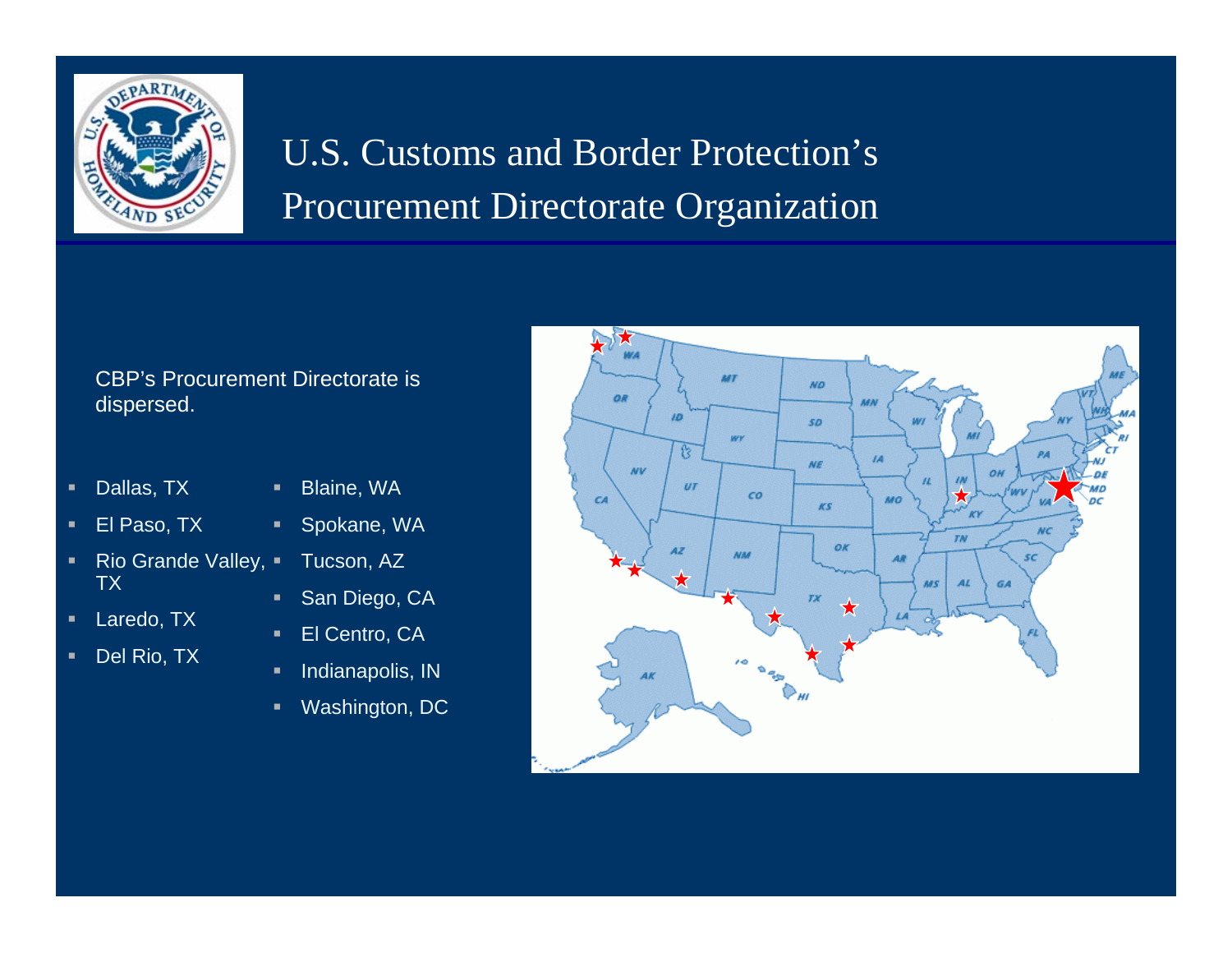# U.S. Customs and Border Protection's Procurement Directorate Organization

CBP's Procurement Directorate is dispersed.

- Dallas, TX
- El Paso, TX
- Rio Grande Valley, TX
- Laredo, TX
- Del Rio, TX
- Blaine, WA
- Spokane, WA
- Tucson, AZ
- San Diego, CA
- El Centro, CA
- Indianapolis, IN
- Washington, DC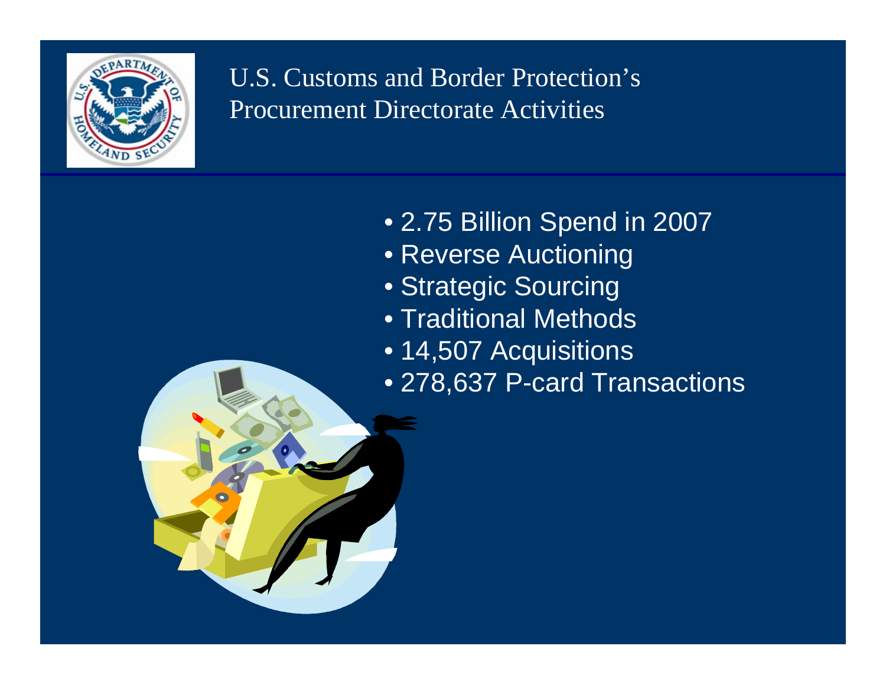# U.S. Customs and Border Protection's Procurement Directorate Activities

- 2.75 Billion Spend in 2007
- Reverse Auctioning
- Strategic Sourcing
- Traditional Methods
- 14,507 Acquisitions
- 278,637 P-card Transactions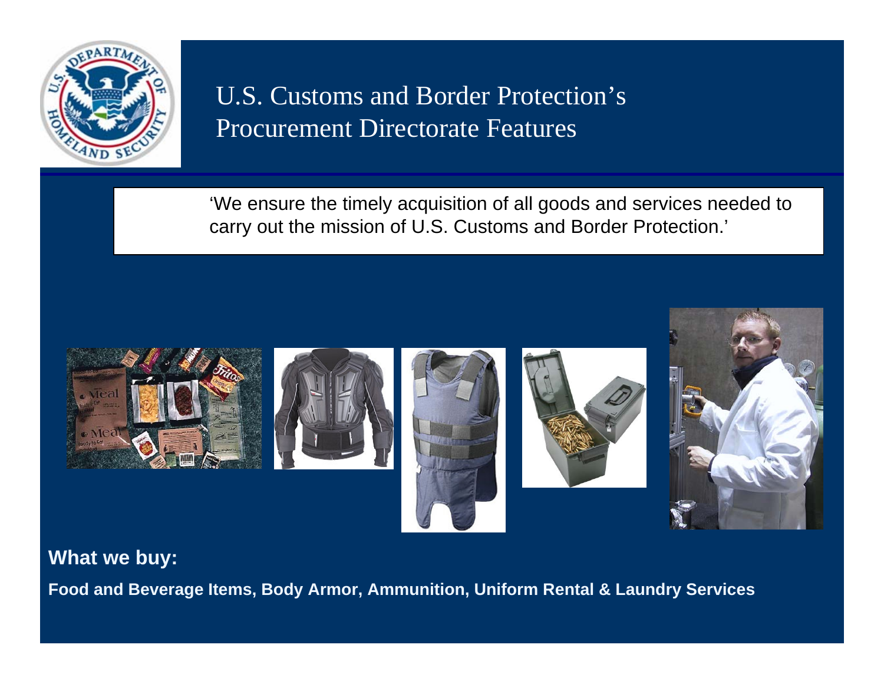# U.S. Customs and Border Protection's Procurement Directorate Features

'We ensure the timely acquisition of all goods and services needed to carry out the mission of U.S. Customs and Border Protection.'

**What we buy:**

**Food and Beverage Items, Body Armor, Ammunition, Uniform Rental & Laundry Services**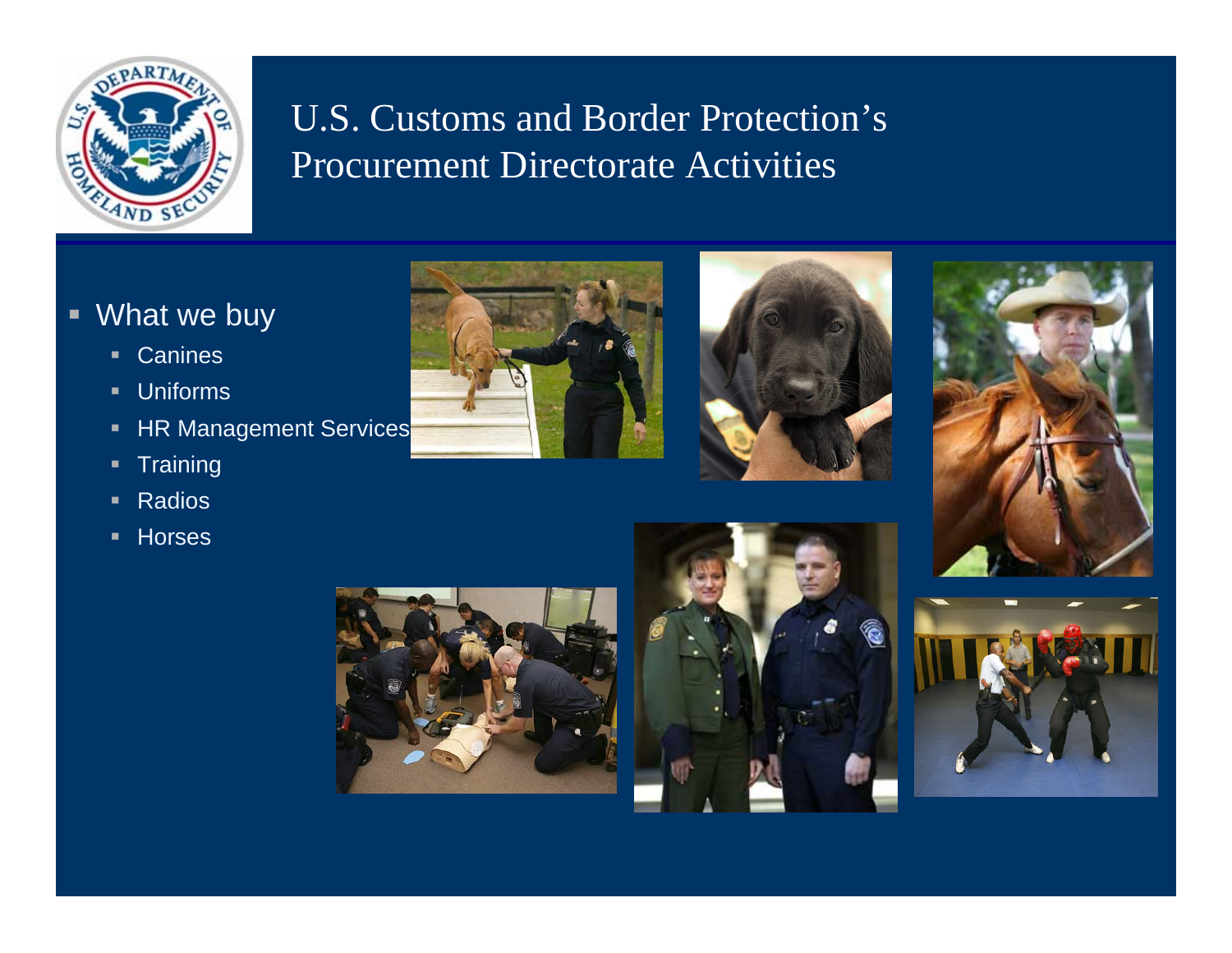# U.S. Customs and Border Protection's Procurement Directorate Activities

- What we buy
  - Canines
  - Uniforms
  - HR Management Services
  - Training
  - Radios
  - Horses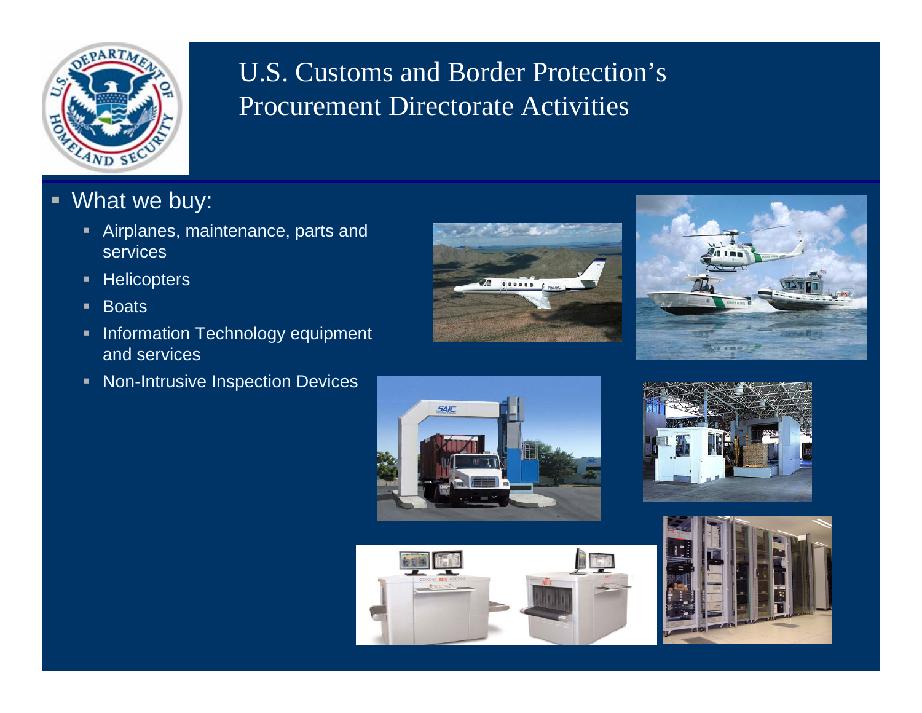# U.S. Customs and Border Protection's Procurement Directorate Activities

- What we buy:
  - Airplanes, maintenance, parts and services
  - Helicopters
  - Boats
  - Information Technology equipment and services
  - Non-Intrusive Inspection Devices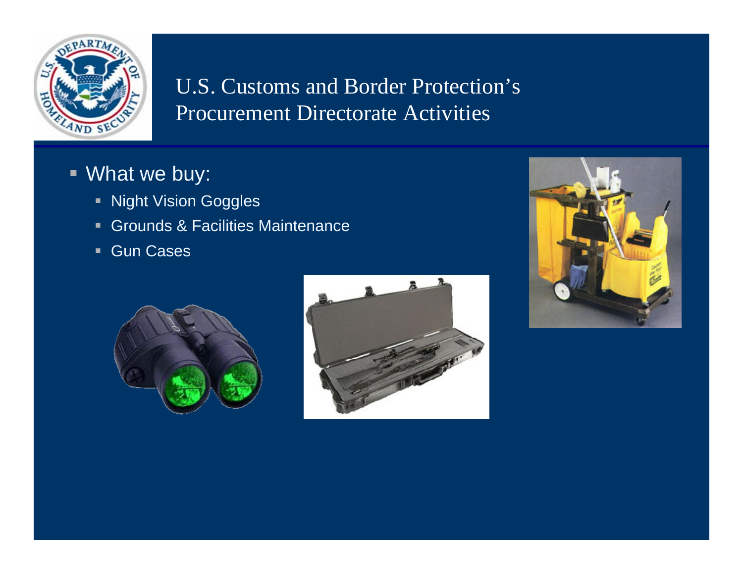# U.S. Customs and Border Protection's Procurement Directorate Activities

- What we buy:
  - Night Vision Goggles
  - Grounds & Facilities Maintenance
  - Gun Cases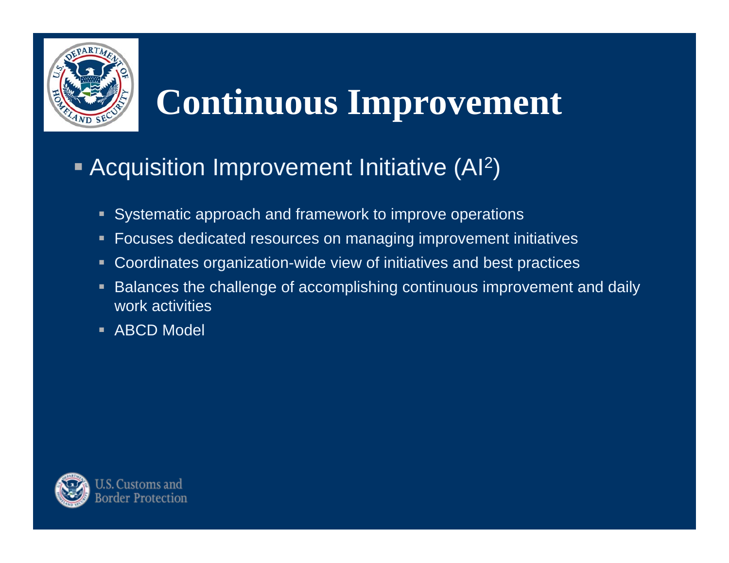# Continuous Improvement

- Acquisition Improvement Initiative ($AI^2$)
  - Systematic approach and framework to improve operations
  - Focuses dedicated resources on managing improvement initiatives
  - Coordinates organization-wide view of initiatives and best practices
  - Balances the challenge of accomplishing continuous improvement and daily work activities
  - ABCD Model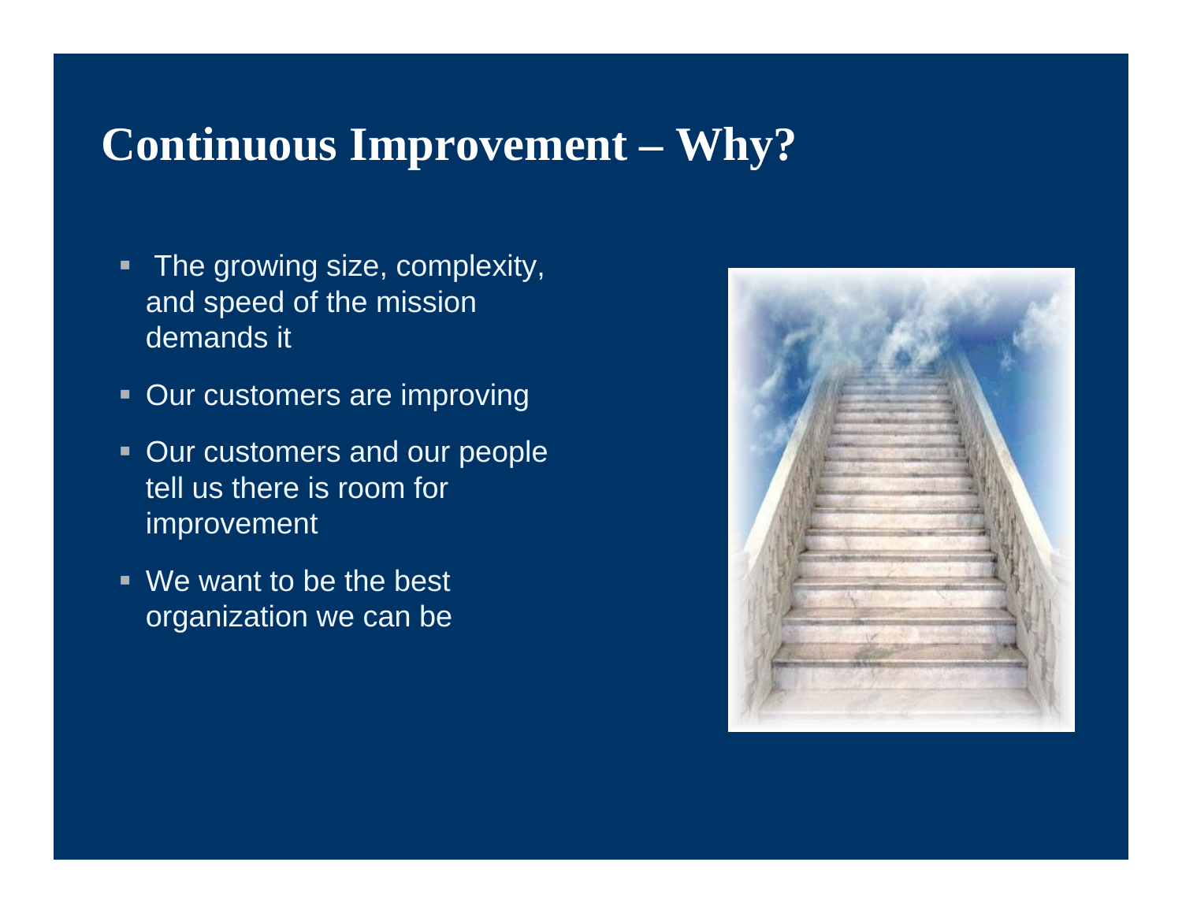# Continuous Improvement – Why?

- The growing size, complexity, and speed of the mission demands it
- Our customers are improving
- Our customers and our people tell us there is room for improvement
- We want to be the best organization we can be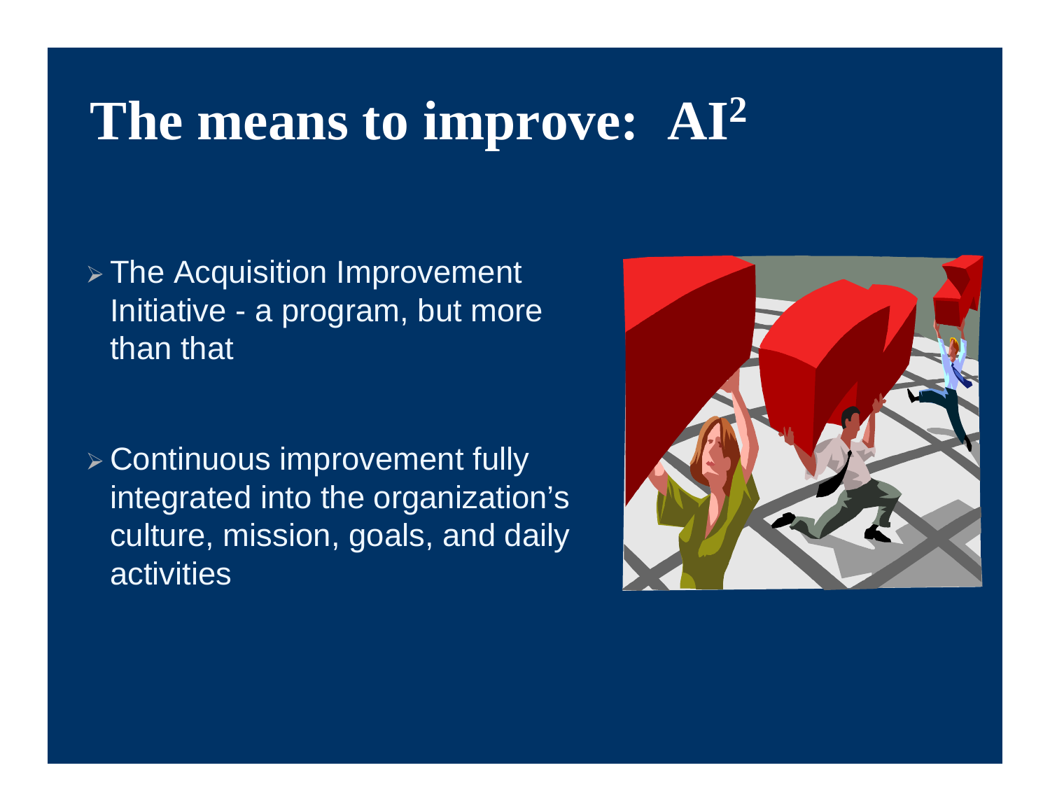# The means to improve: $AI^2$

- The Acquisition Improvement Initiative - a program, but more than that

- Continuous improvement fully integrated into the organization’s culture, mission, goals, and daily activities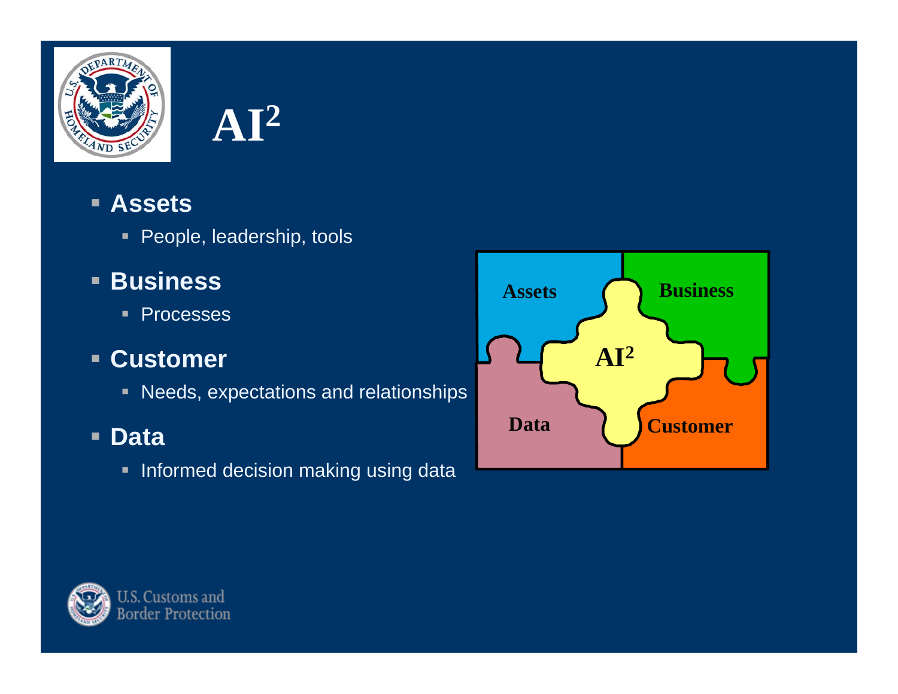# $AI^2$

- **Assets**
  - People, leadership, tools
- **Business**
  - Processes
- **Customer**
  - Needs, expectations and relationships
- **Data**
  - Informed decision making using data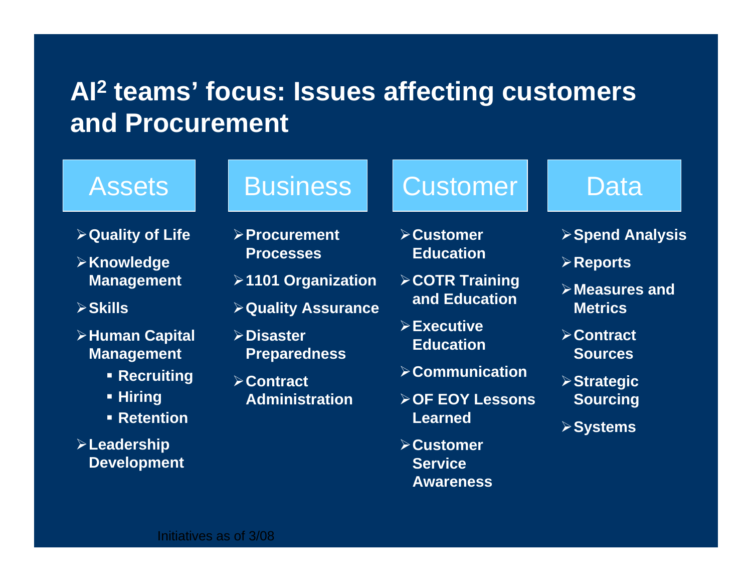# AI$^2$ teams' focus: Issues affecting customers and Procurement

## Assets

- Quality of Life
- Knowledge Management
- Skills
- Human Capital Management
  - Recruiting
  - Hiring
  - Retention
- Leadership Development

## Business

- Procurement Processes
- 1101 Organization
- Quality Assurance
- Disaster Preparedness
- Contract Administration

## Customer

- Customer Education
- COTR Training and Education
- Executive Education
- Communication
- OF EOY Lessons Learned
- Customer Service Awareness

## Data

- Spend Analysis
- Reports
- Measures and Metrics
- Contract Sources
- Strategic Sourcing
- Systems

Initiatives as of 3/08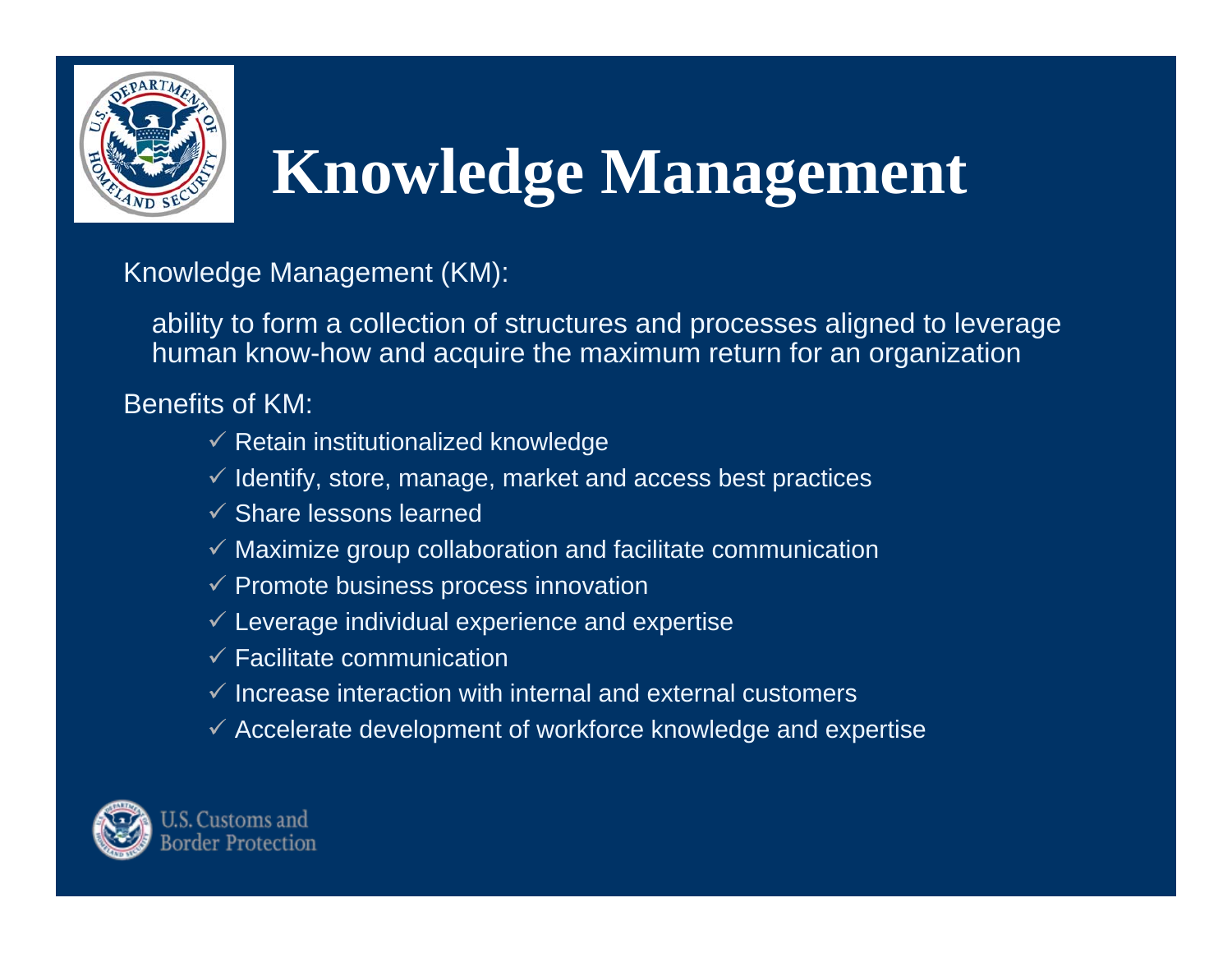# Knowledge Management

Knowledge Management (KM):

ability to form a collection of structures and processes aligned to leverage human know-how and acquire the maximum return for an organization

Benefits of KM:

- ✓ Retain institutionalized knowledge
- ✓ Identify, store, manage, market and access best practices
- ✓ Share lessons learned
- ✓ Maximize group collaboration and facilitate communication
- ✓ Promote business process innovation
- ✓ Leverage individual experience and expertise
- ✓ Facilitate communication
- ✓ Increase interaction with internal and external customers
- ✓ Accelerate development of workforce knowledge and expertise

U.S. Customs and Border Protection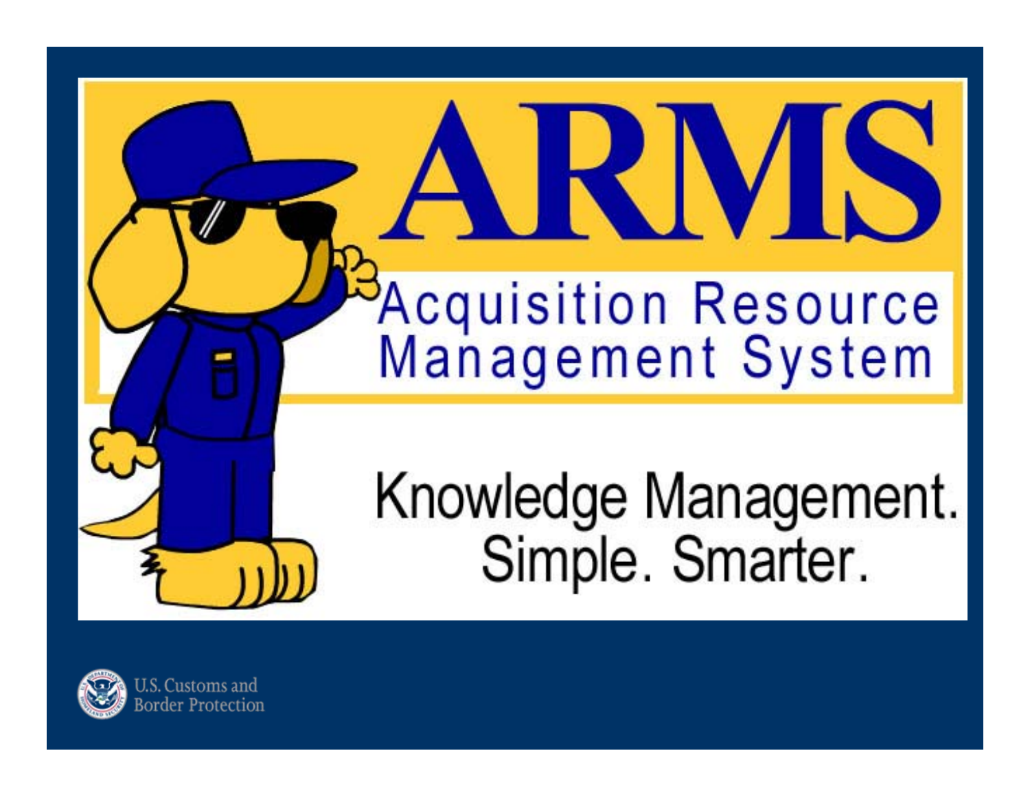# ARMS

## Acquisition Resource Management System

Knowledge Management.
Simple. Smarter.

U.S. Customs and Border Protection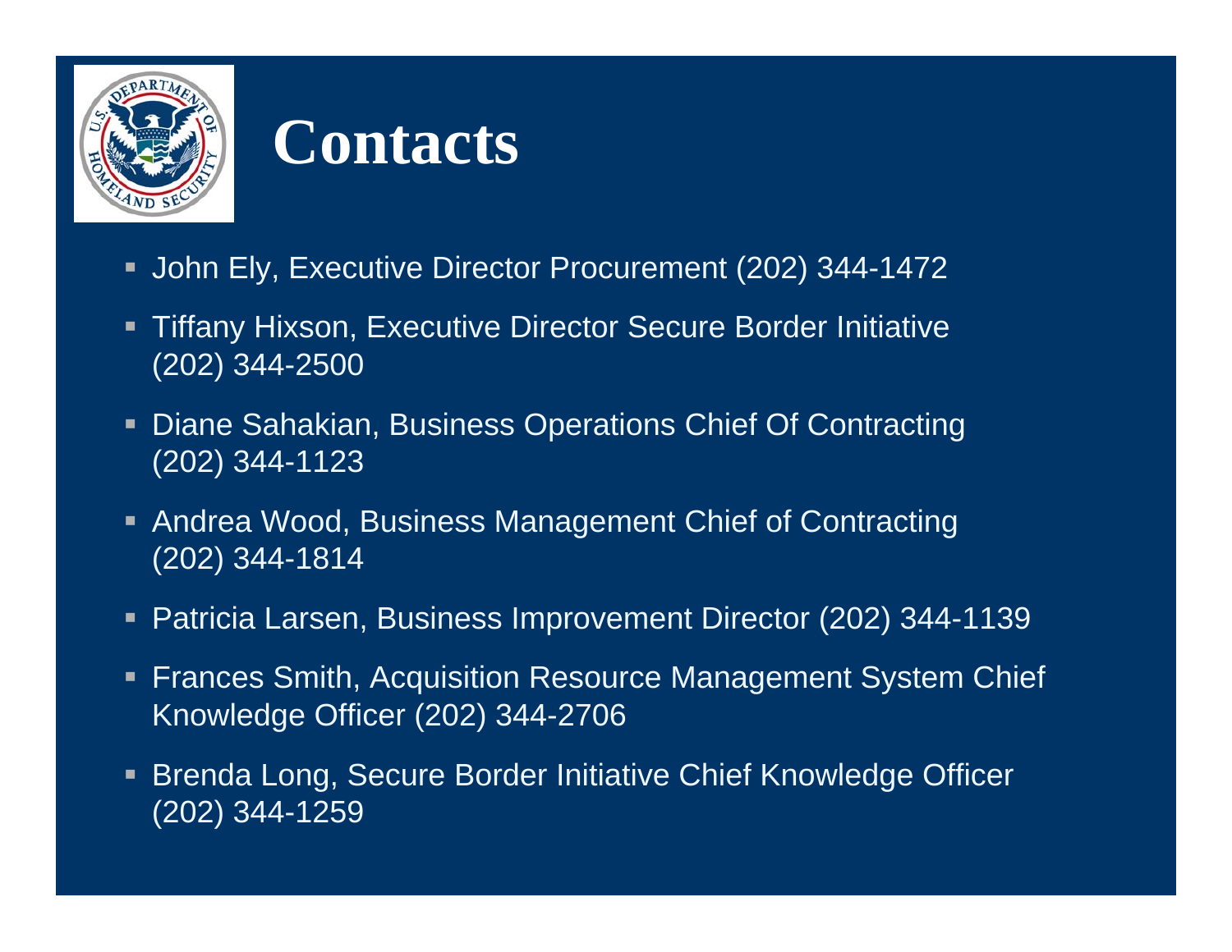# Contacts

- John Ely, Executive Director Procurement (202) 344-1472
- Tiffany Hixson, Executive Director Secure Border Initiative (202) 344-2500
- Diane Sahakian, Business Operations Chief Of Contracting (202) 344-1123
- Andrea Wood, Business Management Chief of Contracting (202) 344-1814
- Patricia Larsen, Business Improvement Director (202) 344-1139
- Frances Smith, Acquisition Resource Management System Chief Knowledge Officer (202) 344-2706
- Brenda Long, Secure Border Initiative Chief Knowledge Officer (202) 344-1259